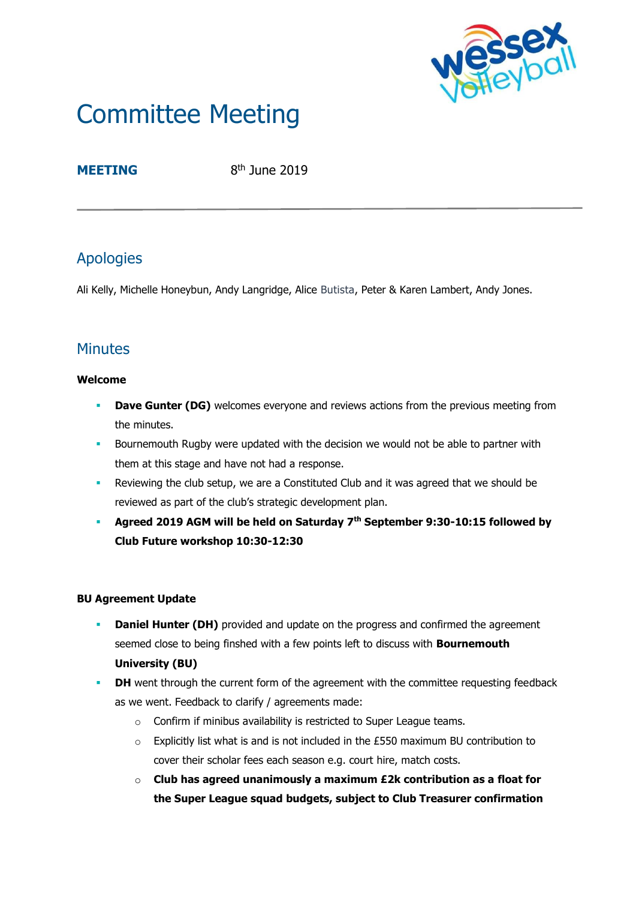# Committee Meeting

**MEETING** 8th June 2019

---

## Apologies

Ali Kelly, Michelle Honeybun, Andy Langridge, Alice Butista, Peter & Karen Lambert, Andy Jones.

## Minutes

**Welcome**

- **Dave Gunter (DG)** welcomes everyone and reviews actions from the previous meeting from the minutes.
- Bournemouth Rugby were updated with the decision we would not be able to partner with them at this stage and have not had a response.
- Reviewing the club setup, we are a Constituted Club and it was agreed that we should be reviewed as part of the club's strategic development plan.
- **Agreed 2019 AGM will be held on Saturday 7th September 9:30-10:15 followed by Club Future workshop 10:30-12:30**

**BU Agreement Update**

- **Daniel Hunter (DH)** provided and update on the progress and confirmed the agreement seemed close to being finshed with a few points left to discuss with **Bournemouth University (BU)**
- **DH** went through the current form of the agreement with the committee requesting feedback as we went. Feedback to clarify / agreements made:
  - Confirm if minibus availability is restricted to Super League teams.
  - Explicitly list what is and is not included in the £550 maximum BU contribution to cover their scholar fees each season e.g. court hire, match costs.
  - **Club has agreed unanimously a maximum £2k contribution as a float for the Super League squad budgets, subject to Club Treasurer confirmation**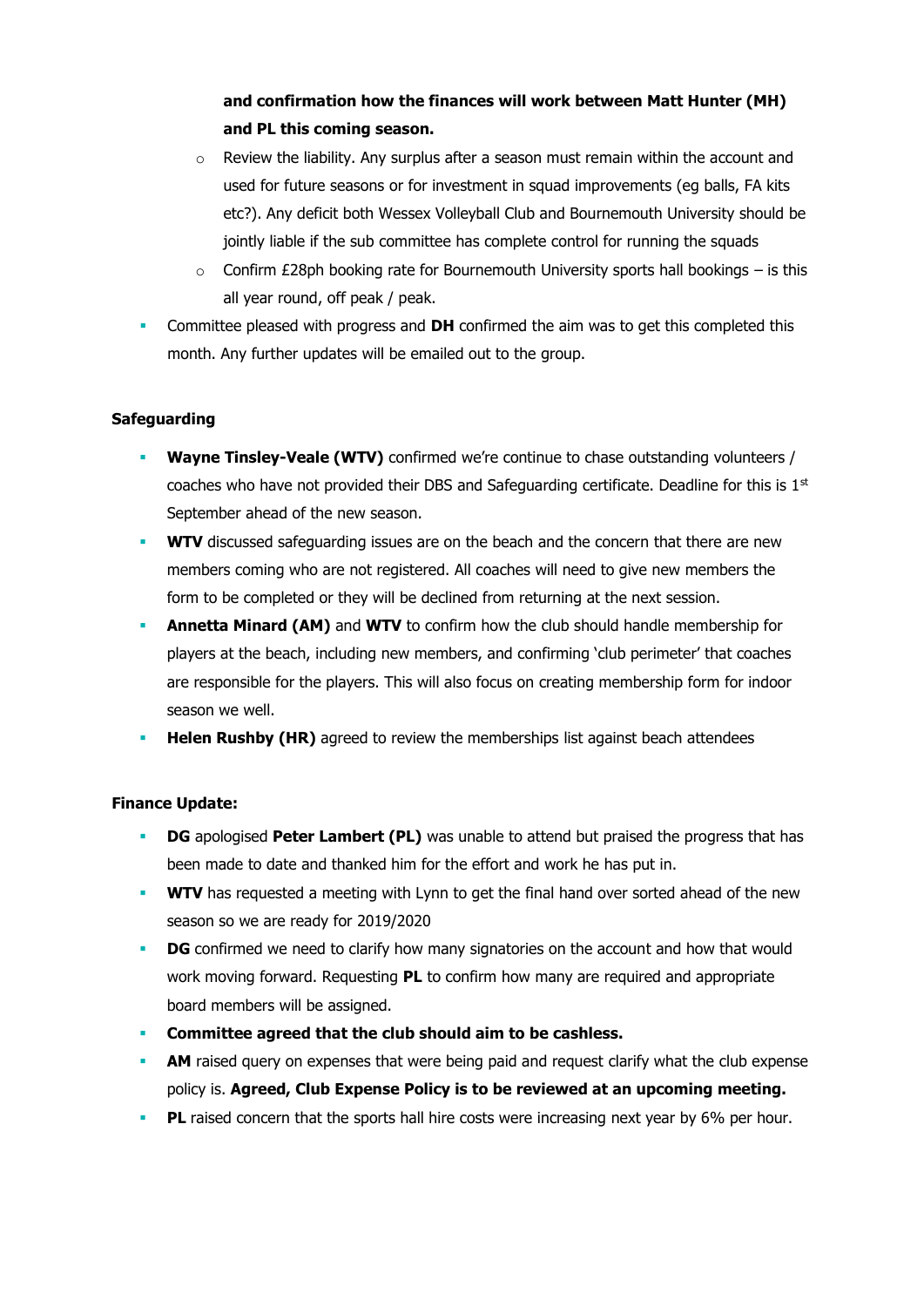**and confirmation how the finances will work between Matt Hunter (MH) and PL this coming season.**

- Review the liability. Any surplus after a season must remain within the account and used for future seasons or for investment in squad improvements (eg balls, FA kits etc?). Any deficit both Wessex Volleyball Club and Bournemouth University should be jointly liable if the sub committee has complete control for running the squads
- Confirm £28ph booking rate for Bournemouth University sports hall bookings – is this all year round, off peak / peak.

- Committee pleased with progress and **DH** confirmed the aim was to get this completed this month. Any further updates will be emailed out to the group.

**Safeguarding**

- **Wayne Tinsley-Veale (WTV)** confirmed we're continue to chase outstanding volunteers / coaches who have not provided their DBS and Safeguarding certificate. Deadline for this is 1st September ahead of the new season.
- **WTV** discussed safeguarding issues are on the beach and the concern that there are new members coming who are not registered. All coaches will need to give new members the form to be completed or they will be declined from returning at the next session.
- **Annetta Minard (AM)** and **WTV** to confirm how the club should handle membership for players at the beach, including new members, and confirming 'club perimeter' that coaches are responsible for the players. This will also focus on creating membership form for indoor season we well.
- **Helen Rushby (HR)** agreed to review the memberships list against beach attendees

**Finance Update:**

- **DG** apologised **Peter Lambert (PL)** was unable to attend but praised the progress that has been made to date and thanked him for the effort and work he has put in.
- **WTV** has requested a meeting with Lynn to get the final hand over sorted ahead of the new season so we are ready for 2019/2020
- **DG** confirmed we need to clarify how many signatories on the account and how that would work moving forward. Requesting **PL** to confirm how many are required and appropriate board members will be assigned.
- **Committee agreed that the club should aim to be cashless.**
- **AM** raised query on expenses that were being paid and request clarify what the club expense policy is. **Agreed, Club Expense Policy is to be reviewed at an upcoming meeting.**
- **PL** raised concern that the sports hall hire costs were increasing next year by 6% per hour.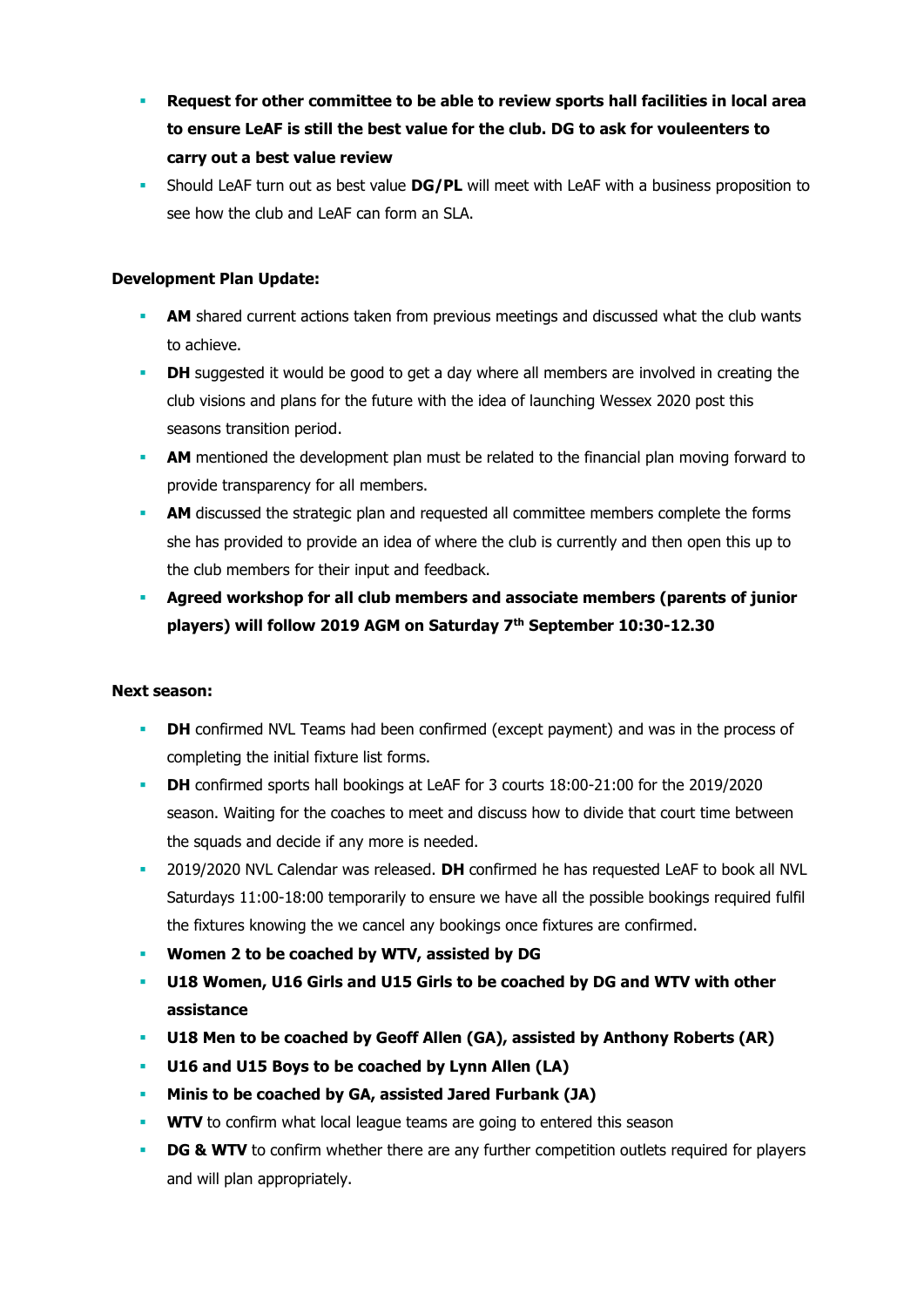- **Request for other committee to be able to review sports hall facilities in local area to ensure LeAF is still the best value for the club. DG to ask for vouleenters to carry out a best value review**
- Should LeAF turn out as best value **DG/PL** will meet with LeAF with a business proposition to see how the club and LeAF can form an SLA.

**Development Plan Update:**

- **AM** shared current actions taken from previous meetings and discussed what the club wants to achieve.
- **DH** suggested it would be good to get a day where all members are involved in creating the club visions and plans for the future with the idea of launching Wessex 2020 post this seasons transition period.
- **AM** mentioned the development plan must be related to the financial plan moving forward to provide transparency for all members.
- **AM** discussed the strategic plan and requested all committee members complete the forms she has provided to provide an idea of where the club is currently and then open this up to the club members for their input and feedback.
- **Agreed workshop for all club members and associate members (parents of junior players) will follow 2019 AGM on Saturday 7th September 10:30-12.30**

**Next season:**

- **DH** confirmed NVL Teams had been confirmed (except payment) and was in the process of completing the initial fixture list forms.
- **DH** confirmed sports hall bookings at LeAF for 3 courts 18:00-21:00 for the 2019/2020 season. Waiting for the coaches to meet and discuss how to divide that court time between the squads and decide if any more is needed.
- 2019/2020 NVL Calendar was released. **DH** confirmed he has requested LeAF to book all NVL Saturdays 11:00-18:00 temporarily to ensure we have all the possible bookings required fulfil the fixtures knowing the we cancel any bookings once fixtures are confirmed.
- **Women 2 to be coached by WTV, assisted by DG**
- **U18 Women, U16 Girls and U15 Girls to be coached by DG and WTV with other assistance**
- **U18 Men to be coached by Geoff Allen (GA), assisted by Anthony Roberts (AR)**
- **U16 and U15 Boys to be coached by Lynn Allen (LA)**
- **Minis to be coached by GA, assisted Jared Furbank (JA)**
- **WTV** to confirm what local league teams are going to entered this season
- **DG & WTV** to confirm whether there are any further competition outlets required for players and will plan appropriately.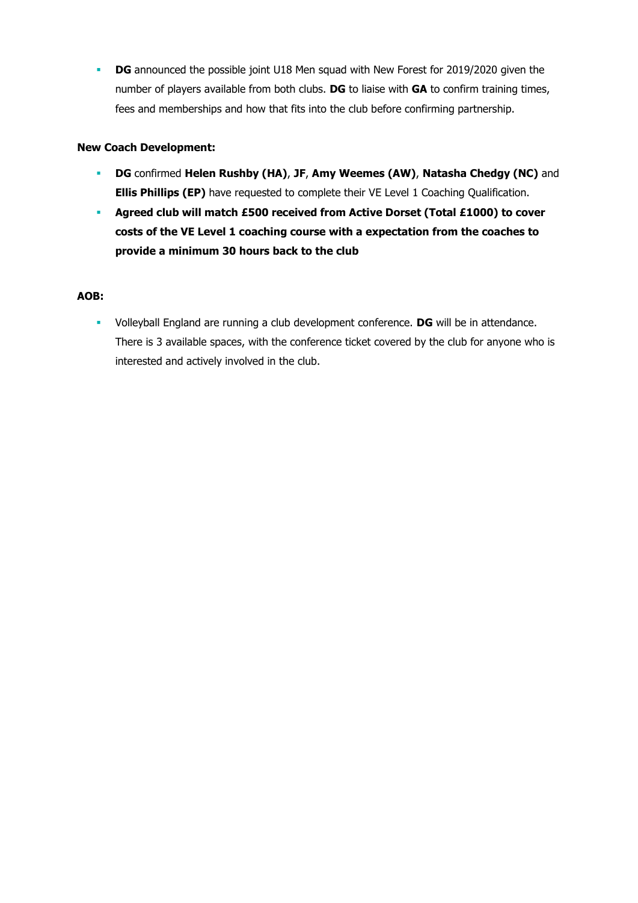- **DG** announced the possible joint U18 Men squad with New Forest for 2019/2020 given the number of players available from both clubs. **DG** to liaise with **GA** to confirm training times, fees and memberships and how that fits into the club before confirming partnership.

**New Coach Development:**

- **DG** confirmed **Helen Rushby (HA)**, **JF**, **Amy Weemes (AW)**, **Natasha Chedgy (NC)** and **Ellis Phillips (EP)** have requested to complete their VE Level 1 Coaching Qualification.
- **Agreed club will match £500 received from Active Dorset (Total £1000) to cover costs of the VE Level 1 coaching course with a expectation from the coaches to provide a minimum 30 hours back to the club**

**AOB:**

- Volleyball England are running a club development conference. **DG** will be in attendance. There is 3 available spaces, with the conference ticket covered by the club for anyone who is interested and actively involved in the club.